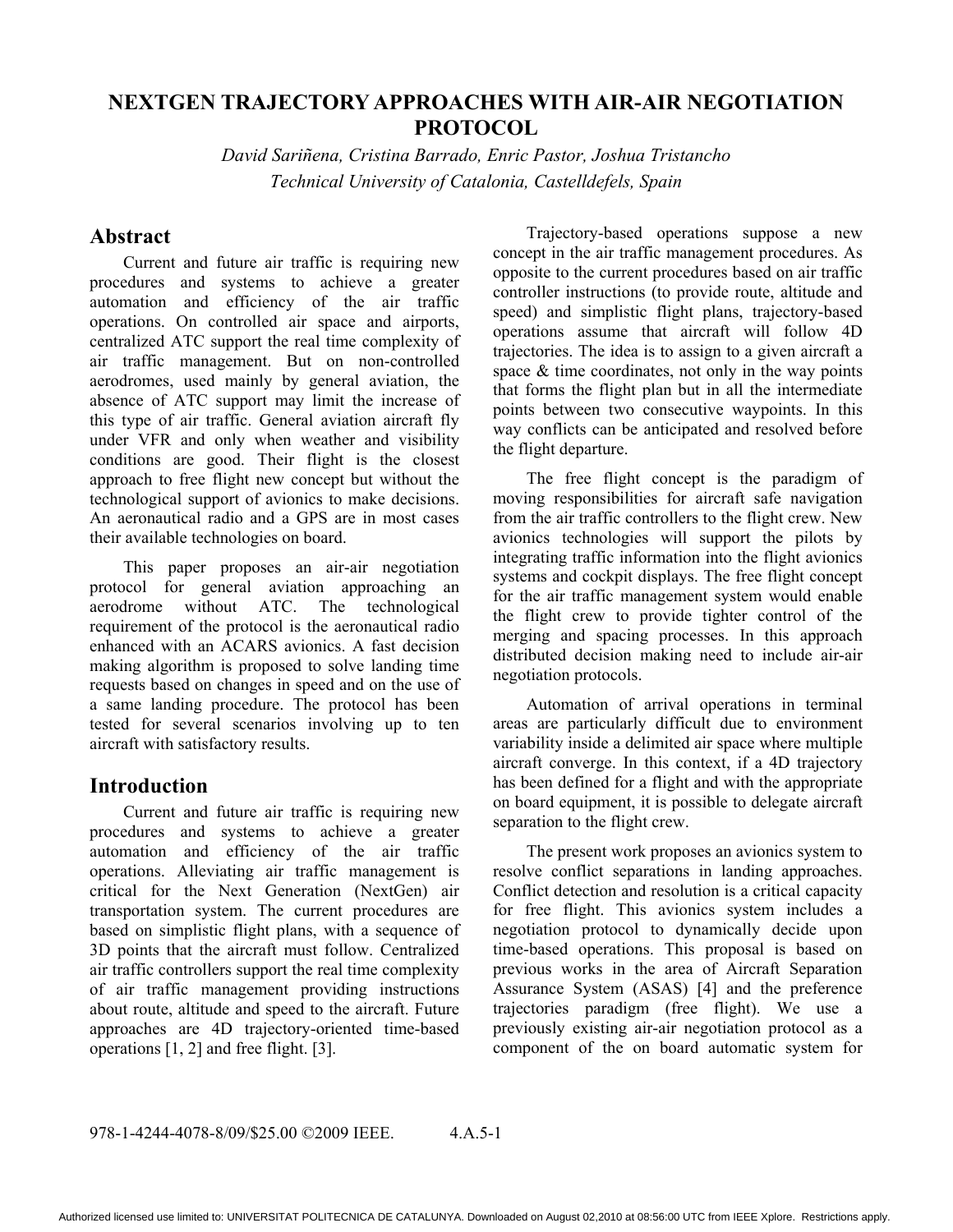# NEXTGEN TRAJECTORY APPROACHES WITH AIR-AIR NEGOTIATION PROTOCOL

*David Sariñena, Cristina Barrado, Enric Pastor, Joshua Tristancho*
*Technical University of Catalonia, Castelldefels, Spain*

## Abstract

Current and future air traffic is requiring new procedures and systems to achieve a greater automation and efficiency of the air traffic operations. On controlled air space and airports, centralized ATC support the real time complexity of air traffic management. But on non-controlled aerodromes, used mainly by general aviation, the absence of ATC support may limit the increase of this type of air traffic. General aviation aircraft fly under VFR and only when weather and visibility conditions are good. Their flight is the closest approach to free flight new concept but without the technological support of avionics to make decisions. An aeronautical radio and a GPS are in most cases their available technologies on board.

This paper proposes an air-air negotiation protocol for general aviation approaching an aerodrome without ATC. The technological requirement of the protocol is the aeronautical radio enhanced with an ACARS avionics. A fast decision making algorithm is proposed to solve landing time requests based on changes in speed and on the use of a same landing procedure. The protocol has been tested for several scenarios involving up to ten aircraft with satisfactory results.

## Introduction

Current and future air traffic is requiring new procedures and systems to achieve a greater automation and efficiency of the air traffic operations. Alleviating air traffic management is critical for the Next Generation (NextGen) air transportation system. The current procedures are based on simplistic flight plans, with a sequence of 3D points that the aircraft must follow. Centralized air traffic controllers support the real time complexity of air traffic management providing instructions about route, altitude and speed to the aircraft. Future approaches are 4D trajectory-oriented time-based operations [1, 2] and free flight. [3].

Trajectory-based operations suppose a new concept in the air traffic management procedures. As opposite to the current procedures based on air traffic controller instructions (to provide route, altitude and speed) and simplistic flight plans, trajectory-based operations assume that aircraft will follow 4D trajectories. The idea is to assign to a given aircraft a space & time coordinates, not only in the way points that forms the flight plan but in all the intermediate points between two consecutive waypoints. In this way conflicts can be anticipated and resolved before the flight departure.

The free flight concept is the paradigm of moving responsibilities for aircraft safe navigation from the air traffic controllers to the flight crew. New avionics technologies will support the pilots by integrating traffic information into the flight avionics systems and cockpit displays. The free flight concept for the air traffic management system would enable the flight crew to provide tighter control of the merging and spacing processes. In this approach distributed decision making need to include air-air negotiation protocols.

Automation of arrival operations in terminal areas are particularly difficult due to environment variability inside a delimited air space where multiple aircraft converge. In this context, if a 4D trajectory has been defined for a flight and with the appropriate on board equipment, it is possible to delegate aircraft separation to the flight crew.

The present work proposes an avionics system to resolve conflict separations in landing approaches. Conflict detection and resolution is a critical capacity for free flight. This avionics system includes a negotiation protocol to dynamically decide upon time-based operations. This proposal is based on previous works in the area of Aircraft Separation Assurance System (ASAS) [4] and the preference trajectories paradigm (free flight). We use a previously existing air-air negotiation protocol as a component of the on board automatic system for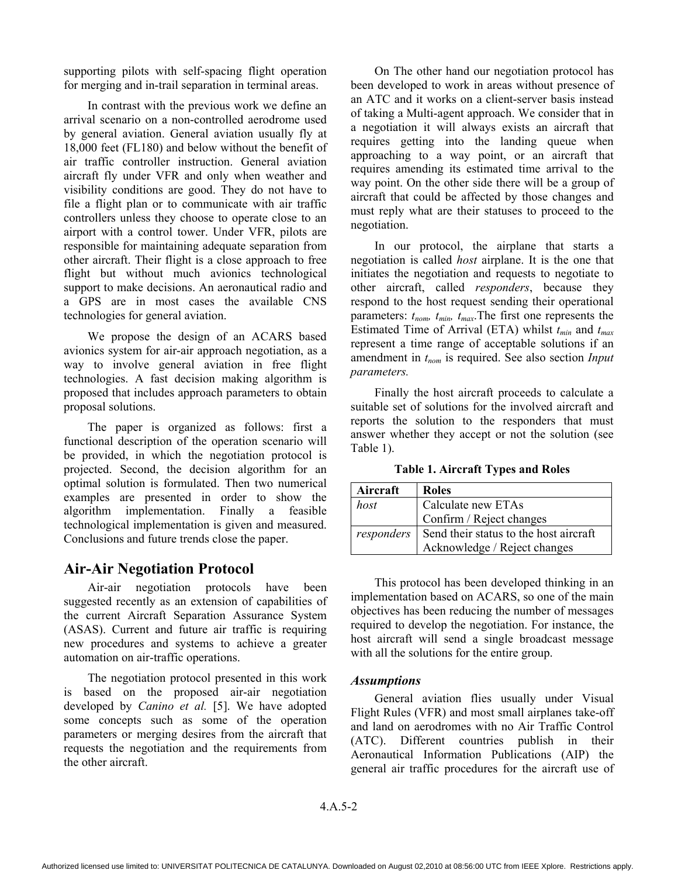supporting pilots with self-spacing flight operation for merging and in-trail separation in terminal areas.

In contrast with the previous work we define an arrival scenario on a non-controlled aerodrome used by general aviation. General aviation usually fly at 18,000 feet (FL180) and below without the benefit of air traffic controller instruction. General aviation aircraft fly under VFR and only when weather and visibility conditions are good. They do not have to file a flight plan or to communicate with air traffic controllers unless they choose to operate close to an airport with a control tower. Under VFR, pilots are responsible for maintaining adequate separation from other aircraft. Their flight is a close approach to free flight but without much avionics technological support to make decisions. An aeronautical radio and a GPS are in most cases the available CNS technologies for general aviation.

We propose the design of an ACARS based avionics system for air-air approach negotiation, as a way to involve general aviation in free flight technologies. A fast decision making algorithm is proposed that includes approach parameters to obtain proposal solutions.

The paper is organized as follows: first a functional description of the operation scenario will be provided, in which the negotiation protocol is projected. Second, the decision algorithm for an optimal solution is formulated. Then two numerical examples are presented in order to show the algorithm implementation. Finally a feasible technological implementation is given and measured. Conclusions and future trends close the paper.

## Air-Air Negotiation Protocol

Air-air negotiation protocols have been suggested recently as an extension of capabilities of the current Aircraft Separation Assurance System (ASAS). Current and future air traffic is requiring new procedures and systems to achieve a greater automation on air-traffic operations.

The negotiation protocol presented in this work is based on the proposed air-air negotiation developed by *Canino et al.* [5]. We have adopted some concepts such as some of the operation parameters or merging desires from the aircraft that requests the negotiation and the requirements from the other aircraft.

On The other hand our negotiation protocol has been developed to work in areas without presence of an ATC and it works on a client-server basis instead of taking a Multi-agent approach. We consider that in a negotiation it will always exists an aircraft that requires getting into the landing queue when approaching to a way point, or an aircraft that requires amending its estimated time arrival to the way point. On the other side there will be a group of aircraft that could be affected by those changes and must reply what are their statuses to proceed to the negotiation.

In our protocol, the airplane that starts a negotiation is called *host* airplane. It is the one that initiates the negotiation and requests to negotiate to other aircraft, called *responders*, because they respond to the host request sending their operational parameters: $t_{nom}$, $t_{min}$, $t_{max}$.The first one represents the Estimated Time of Arrival (ETA) whilst $t_{min}$ and $t_{max}$ represent a time range of acceptable solutions if an amendment in $t_{nom}$ is required. See also section *Input parameters.*

Finally the host aircraft proceeds to calculate a suitable set of solutions for the involved aircraft and reports the solution to the responders that must answer whether they accept or not the solution (see Table 1).

**Table 1. Aircraft Types and Roles**

| Aircraft | Roles |
|---|---|
| *host* | Calculate new ETAs<br>Confirm / Reject changes |
| *responders* | Send their status to the host aircraft<br>Acknowledge / Reject changes |

This protocol has been developed thinking in an implementation based on ACARS, so one of the main objectives has been reducing the number of messages required to develop the negotiation. For instance, the host aircraft will send a single broadcast message with all the solutions for the entire group.

### *Assumptions*

General aviation flies usually under Visual Flight Rules (VFR) and most small airplanes take-off and land on aerodromes with no Air Traffic Control (ATC). Different countries publish in their Aeronautical Information Publications (AIP) the general air traffic procedures for the aircraft use of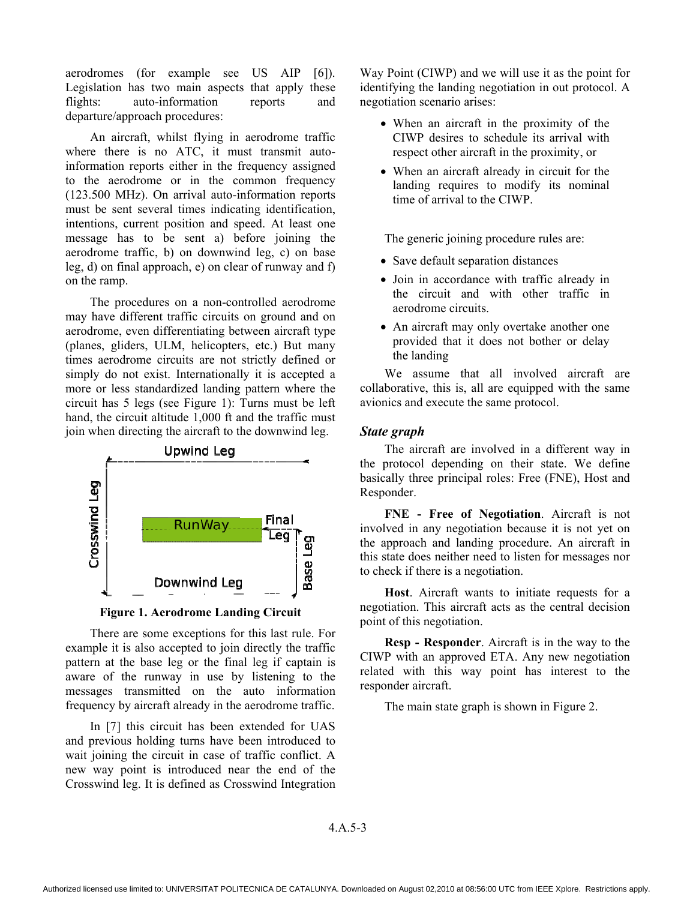aerodromes (for example see US AIP [6]). Legislation has two main aspects that apply these flights: auto-information reports and departure/approach procedures:

An aircraft, whilst flying in aerodrome traffic where there is no ATC, it must transmit auto-information reports either in the frequency assigned to the aerodrome or in the common frequency (123.500 MHz). On arrival auto-information reports must be sent several times indicating identification, intentions, current position and speed. At least one message has to be sent a) before joining the aerodrome traffic, b) on downwind leg, c) on base leg, d) on final approach, e) on clear of runway and f) on the ramp.

The procedures on a non-controlled aerodrome may have different traffic circuits on ground and on aerodrome, even differentiating between aircraft type (planes, gliders, ULM, helicopters, etc.) But many times aerodrome circuits are not strictly defined or simply do not exist. Internationally it is accepted a more or less standardized landing pattern where the circuit has 5 legs (see Figure 1): Turns must be left hand, the circuit altitude 1,000 ft and the traffic must join when directing the aircraft to the downwind leg.

Upwind Leg

Crosswind Leg

RunWay

Final Leg

Base Leg

Downwind Leg

**Figure 1. Aerodrome Landing Circuit**

There are some exceptions for this last rule. For example it is also accepted to join directly the traffic pattern at the base leg or the final leg if captain is aware of the runway in use by listening to the messages transmitted on the auto information frequency by aircraft already in the aerodrome traffic.

In [7] this circuit has been extended for UAS and previous holding turns have been introduced to wait joining the circuit in case of traffic conflict. A new way point is introduced near the end of the Crosswind leg. It is defined as Crosswind Integration Way Point (CIWP) and we will use it as the point for identifying the landing negotiation in out protocol. A negotiation scenario arises:

- When an aircraft in the proximity of the CIWP desires to schedule its arrival with respect other aircraft in the proximity, or
- When an aircraft already in circuit for the landing requires to modify its nominal time of arrival to the CIWP.

The generic joining procedure rules are:

- Save default separation distances
- Join in accordance with traffic already in the circuit and with other traffic in aerodrome circuits.
- An aircraft may only overtake another one provided that it does not bother or delay the landing

We assume that all involved aircraft are collaborative, this is, all are equipped with the same avionics and execute the same protocol.

### *State graph*

The aircraft are involved in a different way in the protocol depending on their state. We define basically three principal roles: Free (FNE), Host and Responder.

**FNE - Free of Negotiation**. Aircraft is not involved in any negotiation because it is not yet on the approach and landing procedure. An aircraft in this state does neither need to listen for messages nor to check if there is a negotiation.

**Host**. Aircraft wants to initiate requests for a negotiation. This aircraft acts as the central decision point of this negotiation.

**Resp - Responder**. Aircraft is in the way to the CIWP with an approved ETA. Any new negotiation related with this way point has interest to the responder aircraft.

The main state graph is shown in Figure 2.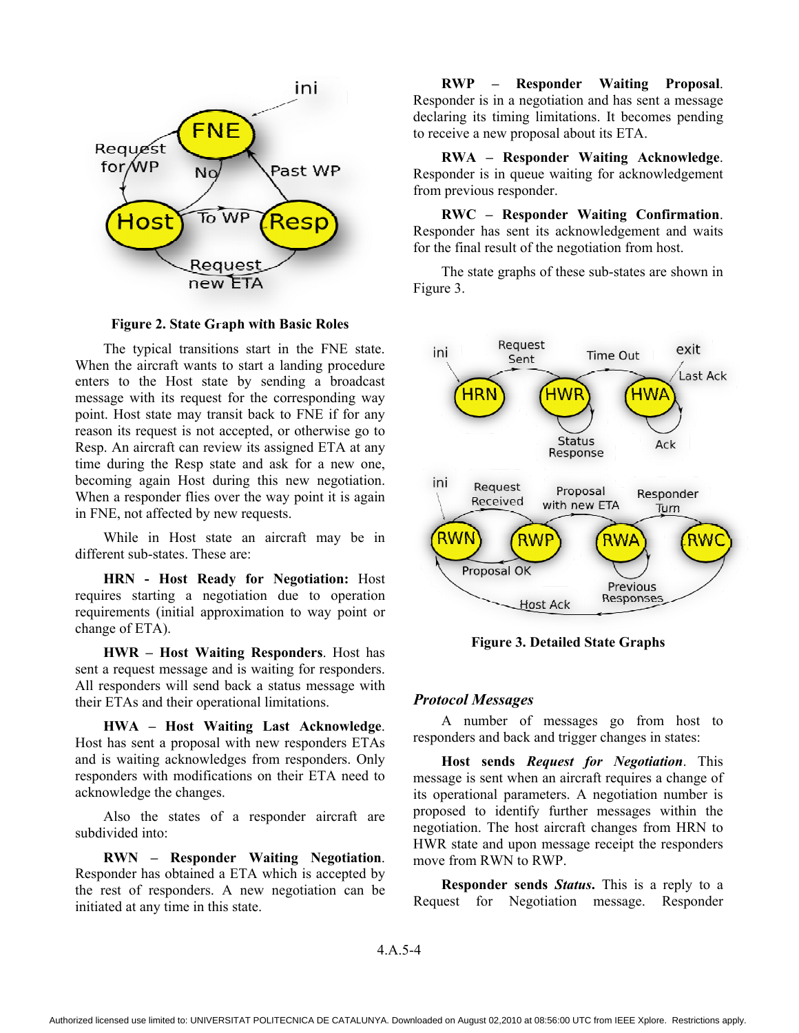ini

FNE

Request for WP

No

Past WP

Host

To WP

Resp

Request new ETA

**Figure 2. State Graph with Basic Roles**

The typical transitions start in the FNE state. When the aircraft wants to start a landing procedure enters to the Host state by sending a broadcast message with its request for the corresponding way point. Host state may transit back to FNE if for any reason its request is not accepted, or otherwise go to Resp. An aircraft can review its assigned ETA at any time during the Resp state and ask for a new one, becoming again Host during this new negotiation. When a responder flies over the way point it is again in FNE, not affected by new requests.

While in Host state an aircraft may be in different sub-states. These are:

**HRN - Host Ready for Negotiation:** Host requires starting a negotiation due to operation requirements (initial approximation to way point or change of ETA).

**HWR – Host Waiting Responders**. Host has sent a request message and is waiting for responders. All responders will send back a status message with their ETAs and their operational limitations.

**HWA – Host Waiting Last Acknowledge**. Host has sent a proposal with new responders ETAs and is waiting acknowledges from responders. Only responders with modifications on their ETA need to acknowledge the changes.

Also the states of a responder aircraft are subdivided into:

**RWN – Responder Waiting Negotiation**. Responder has obtained a ETA which is accepted by the rest of responders. A new negotiation can be initiated at any time in this state.

**RWP – Responder Waiting Proposal**. Responder is in a negotiation and has sent a message declaring its timing limitations. It becomes pending to receive a new proposal about its ETA.

**RWA – Responder Waiting Acknowledge**. Responder is in queue waiting for acknowledgement from previous responder.

**RWC – Responder Waiting Confirmation**. Responder has sent its acknowledgement and waits for the final result of the negotiation from host.

The state graphs of these sub-states are shown in Figure 3.

ini

Request Sent

Time Out

exit

Last Ack

HRN

HWR

HWA

Status Response

Ack

ini

Request Received

Proposal with new ETA

Responder Turn

RWN

RWP

RWA

RWC

Proposal OK

Previous Responses

Host Ack

**Figure 3. Detailed State Graphs**

### *Protocol Messages*

A number of messages go from host to responders and back and trigger changes in states:

**Host sends *Request for Negotiation***. This message is sent when an aircraft requires a change of its operational parameters. A negotiation number is proposed to identify further messages within the negotiation. The host aircraft changes from HRN to HWR state and upon message receipt the responders move from RWN to RWP.

**Responder sends *Status***. This is a reply to a Request for Negotiation message. Responder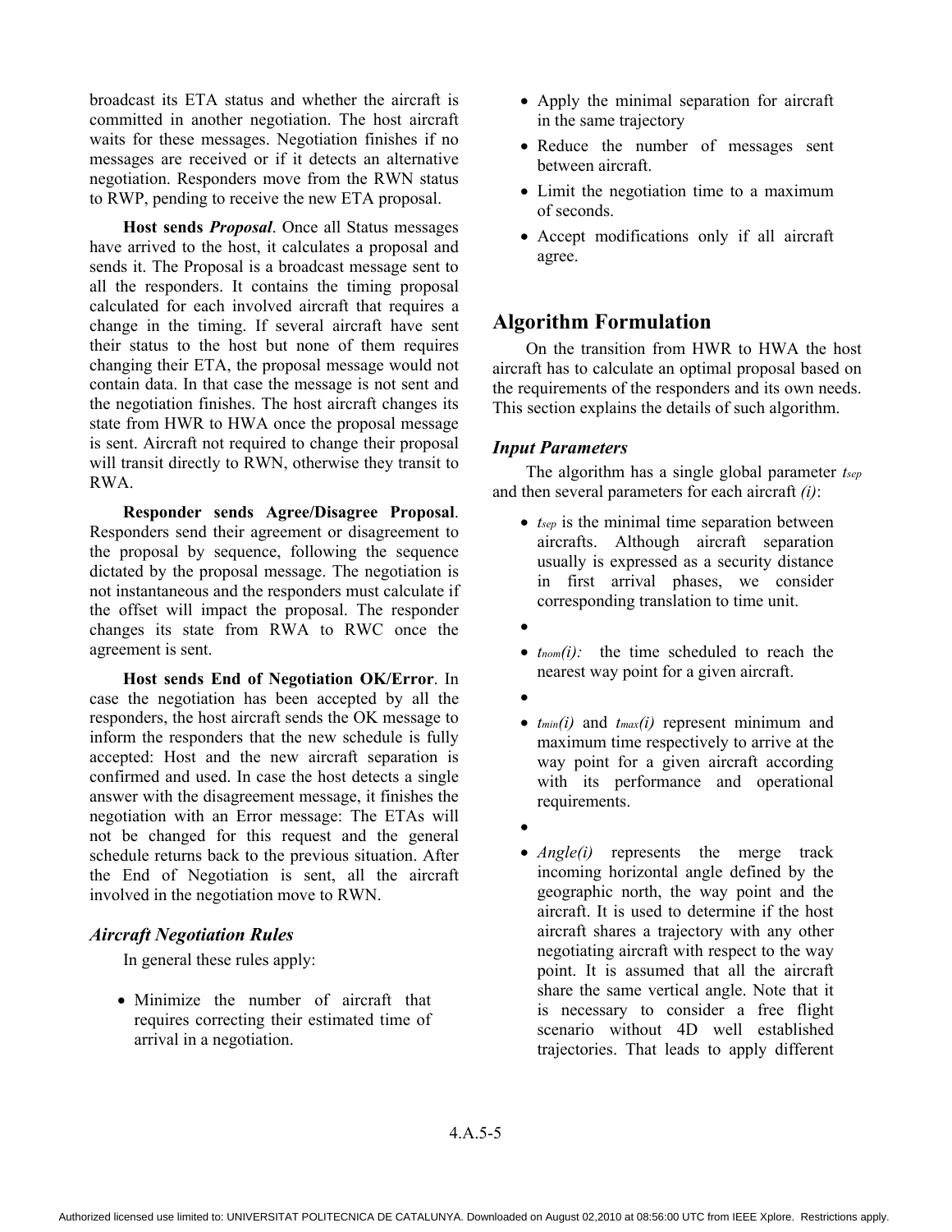broadcast its ETA status and whether the aircraft is committed in another negotiation. The host aircraft waits for these messages. Negotiation finishes if no messages are received or if it detects an alternative negotiation. Responders move from the RWN status to RWP, pending to receive the new ETA proposal.

**Host sends *Proposal***. Once all Status messages have arrived to the host, it calculates a proposal and sends it. The Proposal is a broadcast message sent to all the responders. It contains the timing proposal calculated for each involved aircraft that requires a change in the timing. If several aircraft have sent their status to the host but none of them requires changing their ETA, the proposal message would not contain data. In that case the message is not sent and the negotiation finishes. The host aircraft changes its state from HWR to HWA once the proposal message is sent. Aircraft not required to change their proposal will transit directly to RWN, otherwise they transit to RWA.

**Responder sends Agree/Disagree Proposal**. Responders send their agreement or disagreement to the proposal by sequence, following the sequence dictated by the proposal message. The negotiation is not instantaneous and the responders must calculate if the offset will impact the proposal. The responder changes its state from RWA to RWC once the agreement is sent.

**Host sends End of Negotiation OK/Error**. In case the negotiation has been accepted by all the responders, the host aircraft sends the OK message to inform the responders that the new schedule is fully accepted: Host and the new aircraft separation is confirmed and used. In case the host detects a single answer with the disagreement message, it finishes the negotiation with an Error message: The ETAs will not be changed for this request and the general schedule returns back to the previous situation. After the End of Negotiation is sent, all the aircraft involved in the negotiation move to RWN.

### *Aircraft Negotiation Rules*

In general these rules apply:

- Minimize the number of aircraft that requires correcting their estimated time of arrival in a negotiation.
- Apply the minimal separation for aircraft in the same trajectory
- Reduce the number of messages sent between aircraft.
- Limit the negotiation time to a maximum of seconds.
- Accept modifications only if all aircraft agree.

## Algorithm Formulation

On the transition from HWR to HWA the host aircraft has to calculate an optimal proposal based on the requirements of the responders and its own needs. This section explains the details of such algorithm.

### *Input Parameters*

The algorithm has a single global parameter $t_{sep}$ and then several parameters for each aircraft *(i)*:

- $t_{sep}$ is the minimal time separation between aircrafts. Although aircraft separation usually is expressed as a security distance in first arrival phases, we consider corresponding translation to time unit.
- $t_{nom}(i)$: the time scheduled to reach the nearest way point for a given aircraft.
- $t_{min}(i)$ and $t_{max}(i)$ represent minimum and maximum time respectively to arrive at the way point for a given aircraft according with its performance and operational requirements.
- *Angle(i)* represents the merge track incoming horizontal angle defined by the geographic north, the way point and the aircraft. It is used to determine if the host aircraft shares a trajectory with any other negotiating aircraft with respect to the way point. It is assumed that all the aircraft share the same vertical angle. Note that it is necessary to consider a free flight scenario without 4D well established trajectories. That leads to apply different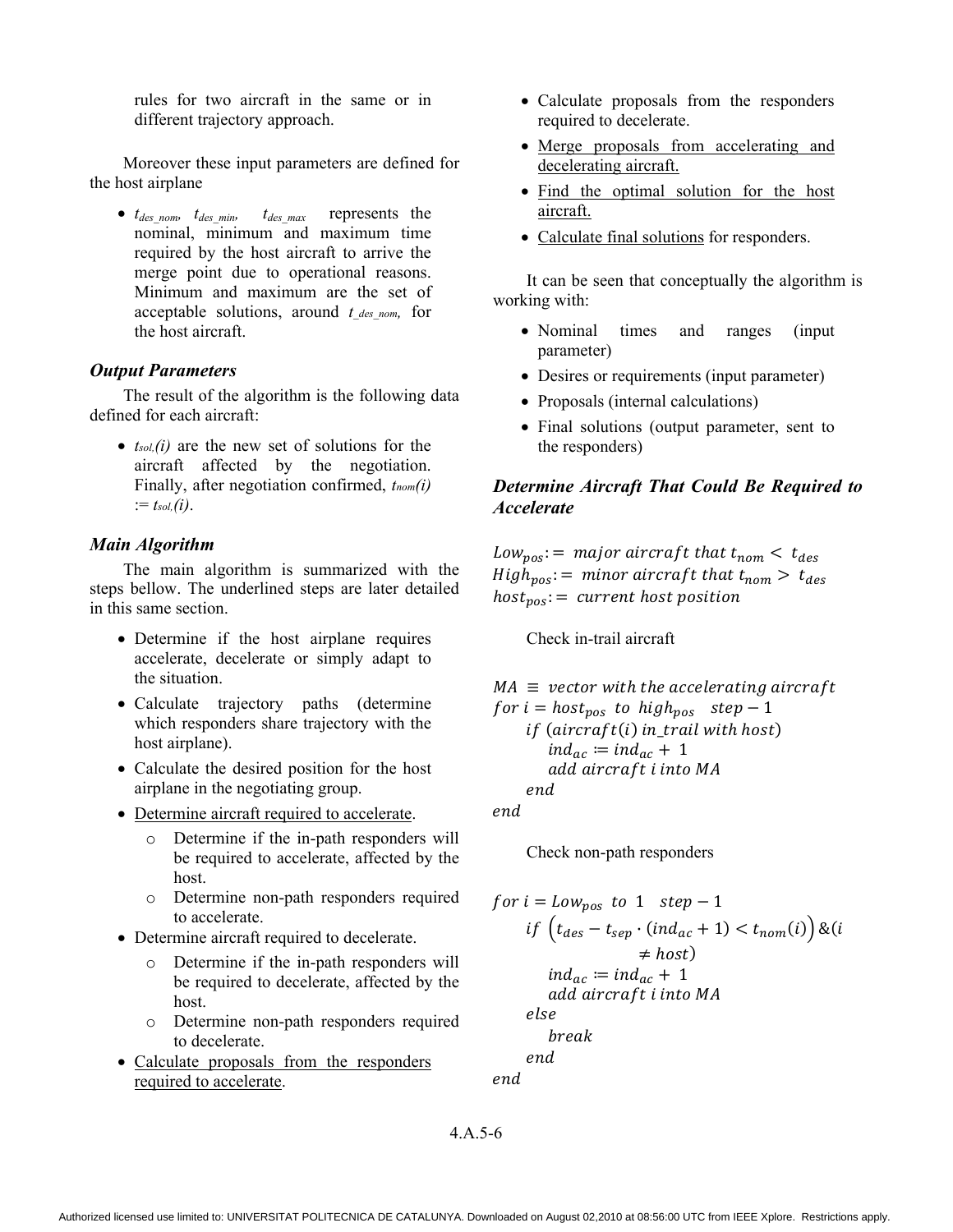rules for two aircraft in the same or in different trajectory approach.

Moreover these input parameters are defined for the host airplane

- $t_{des\_nom}$, $t_{des\_min}$, $t_{des\_max}$ represents the nominal, minimum and maximum time required by the host aircraft to arrive the merge point due to operational reasons. Minimum and maximum are the set of acceptable solutions, around $t_{\_des\_nom}$, for the host aircraft.

### Output Parameters

The result of the algorithm is the following data defined for each aircraft:

- $t_{sol,}(i)$ are the new set of solutions for the aircraft affected by the negotiation. Finally, after negotiation confirmed, $t_{nom}(i) := t_{sol,}(i)$.

### Main Algorithm

The main algorithm is summarized with the steps bellow. The underlined steps are later detailed in this same section.

- Determine if the host airplane requires accelerate, decelerate or simply adapt to the situation.
- Calculate trajectory paths (determine which responders share trajectory with the host airplane).
- Calculate the desired position for the host airplane in the negotiating group.
- <u>Determine aircraft required to accelerate</u>.
  - Determine if the in-path responders will be required to accelerate, affected by the host.
  - Determine non-path responders required to accelerate.
- Determine aircraft required to decelerate.
  - Determine if the in-path responders will be required to decelerate, affected by the host.
  - Determine non-path responders required to decelerate.
- <u>Calculate proposals from the responders required to accelerate</u>.
- Calculate proposals from the responders required to decelerate.
- <u>Merge proposals from accelerating and decelerating aircraft.</u>
- <u>Find the optimal solution for the host aircraft.</u>
- <u>Calculate final solutions</u> for responders.

It can be seen that conceptually the algorithm is working with:

- Nominal times and ranges (input parameter)
- Desires or requirements (input parameter)
- Proposals (internal calculations)
- Final solutions (output parameter, sent to the responders)

### Determine Aircraft That Could Be Required to Accelerate

$$Low_{pos} := \text{ major aircraft that } t_{nom} < t_{des}$$
$$High_{pos} := \text{ minor aircraft that } t_{nom} > t_{des}$$
$$host_{pos} := \text{ current host position}$$

Check in-trail aircraft

$$
\begin{aligned}
&MA \equiv \text{ vector with the accelerating aircraft} \\
&for\ i = host_{pos}\ \ to\ \ high_{pos}\quad step -1 \\
&\quad if\ (aircraft(i)\ in\_trail\ with\ host) \\
&\qquad ind_{ac} := ind_{ac} + 1 \\
&\qquad add\ aircraft\ i\ into\ MA \\
&\quad end \\
&end
\end{aligned}
$$

Check non-path responders

$$
\begin{aligned}
&for\ i = Low_{pos}\ \ to\ \ 1\quad step -1 \\
&\quad if\ \left(t_{des} - t_{sep} \cdot (ind_{ac} + 1) < t_{nom}(i)\right) \&(i \neq host) \\
&\qquad ind_{ac} := ind_{ac} + 1 \\
&\qquad add\ aircraft\ i\ into\ MA \\
&\quad else \\
&\qquad break \\
&\quad end \\
&end
\end{aligned}
$$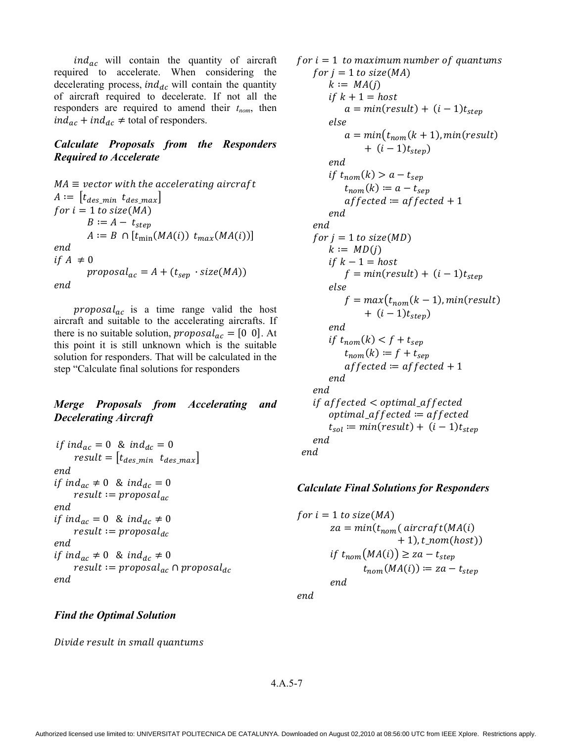$ind_{ac}$ will contain the quantity of aircraft required to accelerate. When considering the decelerating process, $ind_{dc}$ will contain the quantity of aircraft required to decelerate. If not all the responders are required to amend their $t_{nom}$, then $ind_{ac} + ind_{dc} \neq$ total of responders.

### *Calculate Proposals from the Responders Required to Accelerate*

$$
\begin{aligned}
&MA \equiv vector\ with\ the\ accelerating\ aircraft \\
&A := [t_{des\_min}\ \ t_{des\_max}] \\
&for\ i = 1\ to\ size(MA) \\
&\qquad B := A - t_{step} \\
&\qquad A := B\ \cap [t_{\min}(MA(i))\ \ t_{max}(MA(i))] \\
&end \\
&if\ A\ \neq 0 \\
&\qquad proposal_{ac} = A + (t_{sep}\ \cdot size(MA)) \\
&end
\end{aligned}
$$

$proposal_{ac}$ is a time range valid the host aircraft and suitable to the accelerating aircrafts. If there is no suitable solution, $proposal_{ac} = [0\ \ 0]$. At this point it is still unknown which is the suitable solution for responders. That will be calculated in the step "Calculate final solutions for responders

### *Merge Proposals from Accelerating and Decelerating Aircraft*

$$
\begin{aligned}
&if\ ind_{ac} = 0\ \ \&\ ind_{dc} = 0 \\
&\qquad result = [t_{des\_min}\ \ t_{des\_max}] \\
&end \\
&if\ ind_{ac} \neq 0\ \ \&\ ind_{dc} = 0 \\
&\qquad result := proposal_{ac} \\
&end \\
&if\ ind_{ac} = 0\ \ \&\ ind_{dc} \neq 0 \\
&\qquad result := proposal_{dc} \\
&end \\
&if\ ind_{ac} \neq 0\ \ \&\ ind_{dc} \neq 0 \\
&\qquad result := proposal_{ac} \cap proposal_{dc} \\
&end
\end{aligned}
$$

### *Find the Optimal Solution*

$Divide\ result\ in\ small\ quantums$

$$
\begin{aligned}
&for\ i = 1\ \ to\ maximum\ number\ of\ quantums \\
&\quad for\ j = 1\ to\ size(MA) \\
&\qquad k :=\ MA(j) \\
&\qquad if\ k + 1 = host \\
&\qquad\quad a = min(result) +\ (i-1)t_{step} \\
&\qquad else \\
&\qquad\quad a = min\big(t_{nom}(k+1), min(result) \\
&\qquad\qquad +\ (i-1)t_{step}\big) \\
&\qquad end \\
&\qquad if\ t_{nom}(k) > a - t_{sep} \\
&\qquad\quad t_{nom}(k) := a - t_{sep} \\
&\qquad\quad affected := affected + 1 \\
&\qquad end \\
&\quad end \\
&\quad for\ j = 1\ to\ size(MD) \\
&\qquad k :=\ MD(j) \\
&\qquad if\ k - 1 = host \\
&\qquad\quad f = min(result) +\ (i-1)t_{step} \\
&\qquad else \\
&\qquad\quad f = max\big(t_{nom}(k-1), min(result) \\
&\qquad\qquad +\ (i-1)t_{step}\big) \\
&\qquad end \\
&\qquad if\ t_{nom}(k) < f + t_{sep} \\
&\qquad\quad t_{nom}(k) := f + t_{sep} \\
&\qquad\quad affected := affected + 1 \\
&\qquad end \\
&\quad end \\
&\quad if\ affected < optimal\_affected \\
&\qquad optimal\_affected := affected \\
&\qquad t_{sol} := min(result) +\ (i-1)t_{step} \\
&\quad end \\
&end
\end{aligned}
$$

### *Calculate Final Solutions for Responders*

$$
\begin{aligned}
&for\ i = 1\ to\ size(MA) \\
&\qquad za = min(t_{nom}(\ aircraft(MA(i) \\
&\qquad\qquad + 1), t\_nom(host)) \\
&\qquad if\ t_{nom}\big(MA(i)\big) \geq za - t_{step} \\
&\qquad\qquad t_{nom}(MA(i)) := za - t_{step} \\
&\qquad end \\
&end
\end{aligned}
$$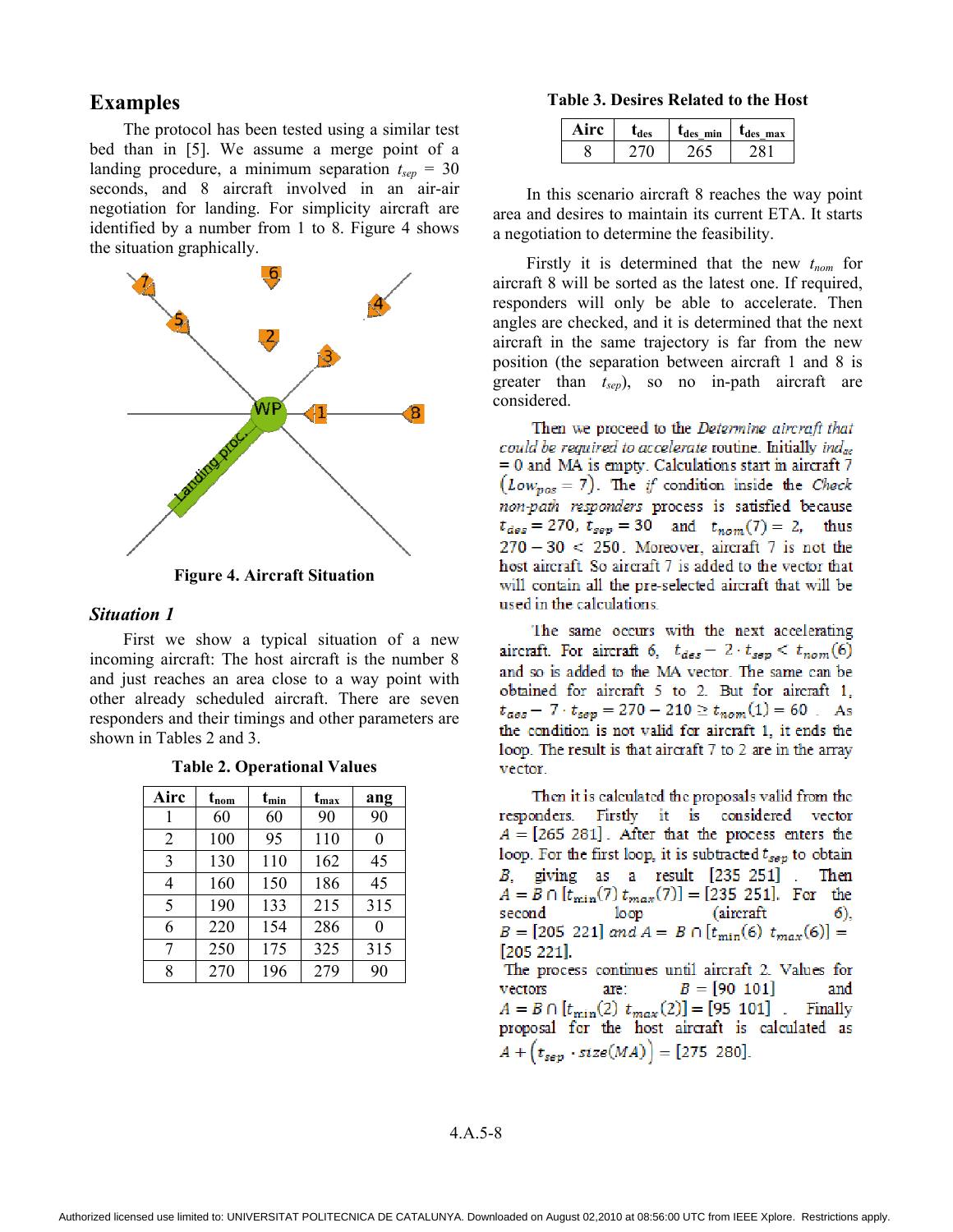## Examples

The protocol has been tested using a similar test bed than in [5]. We assume a merge point of a landing procedure, a minimum separation $t_{sep}$ = 30 seconds, and 8 aircraft involved in an air-air negotiation for landing. For simplicity aircraft are identified by a number from 1 to 8. Figure 4 shows the situation graphically.

Figure 4. Aircraft Situation

### *Situation 1*

First we show a typical situation of a new incoming aircraft: The host aircraft is the number 8 and just reaches an area close to a way point with other already scheduled aircraft. There are seven responders and their timings and other parameters are shown in Tables 2 and 3.

**Table 2. Operational Values**

| Airc | $t_{nom}$ | $t_{min}$ | $t_{max}$ | ang |
|---|---|---|---|---|
| 1 | 60 | 60 | 90 | 90 |
| 2 | 100 | 95 | 110 | 0 |
| 3 | 130 | 110 | 162 | 45 |
| 4 | 160 | 150 | 186 | 45 |
| 5 | 190 | 133 | 215 | 315 |
| 6 | 220 | 154 | 286 | 0 |
| 7 | 250 | 175 | 325 | 315 |
| 8 | 270 | 196 | 279 | 90 |

**Table 3. Desires Related to the Host**

| Airc | $t_{des}$ | $t_{des\_min}$ | $t_{des\_max}$ |
|---|---|---|---|
| 8 | 270 | 265 | 281 |

In this scenario aircraft 8 reaches the way point area and desires to maintain its current ETA. It starts a negotiation to determine the feasibility.

Firstly it is determined that the new $t_{nom}$ for aircraft 8 will be sorted as the latest one. If required, responders will only be able to accelerate. Then angles are checked, and it is determined that the next aircraft in the same trajectory is far from the new position (the separation between aircraft 1 and 8 is greater than $t_{sep}$), so no in-path aircraft are considered.

Then we proceed to the *Determine aircraft that could be required to accelerate* routine. Initially $ind_{ac}$ = 0 and MA is empty. Calculations start in aircraft 7 $(Low_{pos} = 7)$. The *if* condition inside the *Check non-path responders* process is satisfied because $t_{des} = 270$, $t_{sep} = 30$ and $t_{nom}(7) = 2$, thus $270 - 30 < 250$. Moreover, aircraft 7 is not the host aircraft. So aircraft 7 is added to the vector that will contain all the pre-selected aircraft that will be used in the calculations.

The same occurs with the next accelerating aircraft. For aircraft 6, $t_{des} - 2 \cdot t_{sep} < t_{nom}(6)$ and so is added to the MA vector. The same can be obtained for aircraft 5 to 2. But for aircraft 1, $t_{des} - 7 \cdot t_{sep} = 270 - 210 \geq t_{nom}(1) = 60$ . As the condition is not valid for aircraft 1, it ends the loop. The result is that aircraft 7 to 2 are in the array vector.

Then it is calculated the proposals valid from the responders. Firstly it is considered vector $A = [265\ 281]$. After that the process enters the loop. For the first loop, it is subtracted $t_{sep}$ to obtain $B$, giving as a result $[235\ 251]$ . Then $A = B \cap [t_{min}(7)\ t_{max}(7)] = [235\ 251]$. For the second loop (aircraft 6), $B = [205\ 221]$ *and* $A = B \cap [t_{min}(6)\ t_{max}(6)] = [205\ 221]$.
The process continues until aircraft 2. Values for vectors are: $B = [90\ 101]$ and $A = B \cap [t_{min}(2)\ t_{max}(2)] = [95\ 101]$ . Finally proposal for the host aircraft is calculated as $A + (t_{sep} \cdot size(MA)) = [275\ 280]$.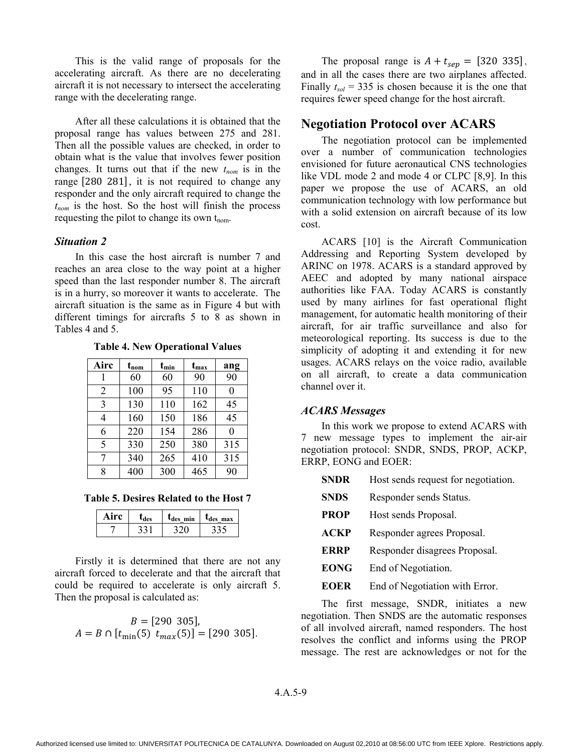This is the valid range of proposals for the accelerating aircraft. As there are no decelerating aircraft it is not necessary to intersect the accelerating range with the decelerating range.

After all these calculations it is obtained that the proposal range has values between 275 and 281. Then all the possible values are checked, in order to obtain what is the value that involves fewer position changes. It turns out that if the new $t_{nom}$ is in the range $[280\ \ 281]$, it is not required to change any responder and the only aircraft required to change the $t_{nom}$ is the host. So the host will finish the process requesting the pilot to change its own $t_{nom}$.

### *Situation 2*

In this case the host aircraft is number 7 and reaches an area close to the way point at a higher speed than the last responder number 8. The aircraft is in a hurry, so moreover it wants to accelerate. The aircraft situation is the same as in Figure 4 but with different timings for aircrafts 5 to 8 as shown in Tables 4 and 5.

**Table 4. New Operational Values**

| Airc | $t_{nom}$ | $t_{min}$ | $t_{max}$ | ang |
|---|---|---|---|---|
| 1 | 60 | 60 | 90 | 90 |
| 2 | 100 | 95 | 110 | 0 |
| 3 | 130 | 110 | 162 | 45 |
| 4 | 160 | 150 | 186 | 45 |
| 6 | 220 | 154 | 286 | 0 |
| 5 | 330 | 250 | 380 | 315 |
| 7 | 340 | 265 | 410 | 315 |
| 8 | 400 | 300 | 465 | 90 |

**Table 5. Desires Related to the Host 7**

| Airc | $t_{des}$ | $t_{des\_min}$ | $t_{des\_max}$ |
|---|---|---|---|
| 7 | 331 | 320 | 335 |

Firstly it is determined that there are not any aircraft forced to decelerate and that the aircraft that could be required to accelerate is only aircraft 5. Then the proposal is calculated as:

$$B = [290\ \ 305],$$
$$A = B \cap [t_{\min}(5)\ \ t_{max}(5)] = [290\ \ 305].$$

The proposal range is $A + t_{sep} = [320\ \ 335]$, and in all the cases there are two airplanes affected. Finally $t_{sol}$ = 335 is chosen because it is the one that requires fewer speed change for the host aircraft.

## Negotiation Protocol over ACARS

The negotiation protocol can be implemented over a number of communication technologies envisioned for future aeronautical CNS technologies like VDL mode 2 and mode 4 or CLPC [8,9]. In this paper we propose the use of ACARS, an old communication technology with low performance but with a solid extension on aircraft because of its low cost.

ACARS [10] is the Aircraft Communication Addressing and Reporting System developed by ARINC on 1978. ACARS is a standard approved by AEEC and adopted by many national airspace authorities like FAA. Today ACARS is constantly used by many airlines for fast operational flight management, for automatic health monitoring of their aircraft, for air traffic surveillance and also for meteorological reporting. Its success is due to the simplicity of adopting it and extending it for new usages. ACARS relays on the voice radio, available on all aircraft, to create a data communication channel over it.

### *ACARS Messages*

In this work we propose to extend ACARS with 7 new message types to implement the air-air negotiation protocol: SNDR, SNDS, PROP, ACKP, ERRP, EONG and EOER:

- **SNDR** Host sends request for negotiation.
- **SNDS** Responder sends Status.
- **PROP** Host sends Proposal.
- **ACKP** Responder agrees Proposal.
- **ERRP** Responder disagrees Proposal.
- **EONG** End of Negotiation.
- **EOER** End of Negotiation with Error.

The first message, SNDR, initiates a new negotiation. Then SNDS are the automatic responses of all involved aircraft, named responders. The host resolves the conflict and informs using the PROP message. The rest are acknowledges or not for the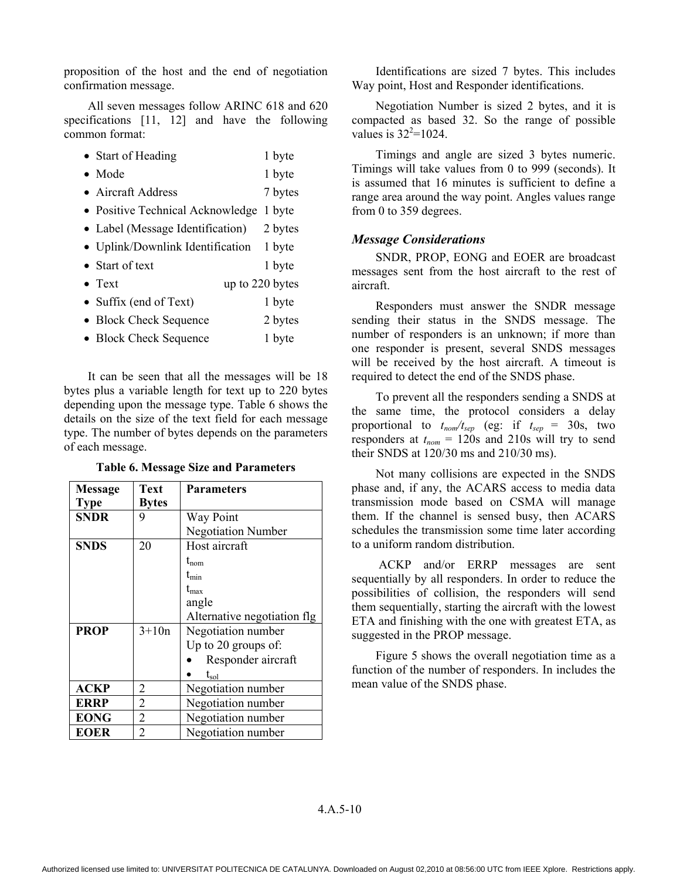proposition of the host and the end of negotiation confirmation message.

All seven messages follow ARINC 618 and 620 specifications [11, 12] and have the following common format:

- Start of Heading 1 byte
- Mode 1 byte
- Aircraft Address 7 bytes
- Positive Technical Acknowledge 1 byte
- Label (Message Identification) 2 bytes
- Uplink/Downlink Identification 1 byte
- Start of text 1 byte
- Text up to 220 bytes
- Suffix (end of Text) 1 byte
- Block Check Sequence 2 bytes
- Block Check Sequence 1 byte

It can be seen that all the messages will be 18 bytes plus a variable length for text up to 220 bytes depending upon the message type. Table 6 shows the details on the size of the text field for each message type. The number of bytes depends on the parameters of each message.

**Table 6. Message Size and Parameters**

| Message Type | Text Bytes | Parameters |
|---|---|---|
| **SNDR** | 9 | Way Point<br>Negotiation Number |
| **SNDS** | 20 | Host aircraft<br>$t_{nom}$<br>$t_{min}$<br>$t_{max}$<br>angle<br>Alternative negotiation flg |
| **PROP** | 3+10n | Negotiation number<br>Up to 20 groups of:<br>• Responder aircraft<br>• $t_{sol}$ |
| **ACKP** | 2 | Negotiation number |
| **ERRP** | 2 | Negotiation number |
| **EONG** | 2 | Negotiation number |
| **EOER** | 2 | Negotiation number |

Identifications are sized 7 bytes. This includes Way point, Host and Responder identifications.

Negotiation Number is sized 2 bytes, and it is compacted as based 32. So the range of possible values is $32^2$=1024.

Timings and angle are sized 3 bytes numeric. Timings will take values from 0 to 999 (seconds). It is assumed that 16 minutes is sufficient to define a range area around the way point. Angles values range from 0 to 359 degrees.

### *Message Considerations*

SNDR, PROP, EONG and EOER are broadcast messages sent from the host aircraft to the rest of aircraft.

Responders must answer the SNDR message sending their status in the SNDS message. The number of responders is an unknown; if more than one responder is present, several SNDS messages will be received by the host aircraft. A timeout is required to detect the end of the SNDS phase.

To prevent all the responders sending a SNDS at the same time, the protocol considers a delay proportional to $t_{nom}/t_{sep}$ (eg: if $t_{sep}$ = 30s, two responders at $t_{nom}$ = 120s and 210s will try to send their SNDS at 120/30 ms and 210/30 ms).

Not many collisions are expected in the SNDS phase and, if any, the ACARS access to media data transmission mode based on CSMA will manage them. If the channel is sensed busy, then ACARS schedules the transmission some time later according to a uniform random distribution.

ACKP and/or ERRP messages are sent sequentially by all responders. In order to reduce the possibilities of collision, the responders will send them sequentially, starting the aircraft with the lowest ETA and finishing with the one with greatest ETA, as suggested in the PROP message.

Figure 5 shows the overall negotiation time as a function of the number of responders. In includes the mean value of the SNDS phase.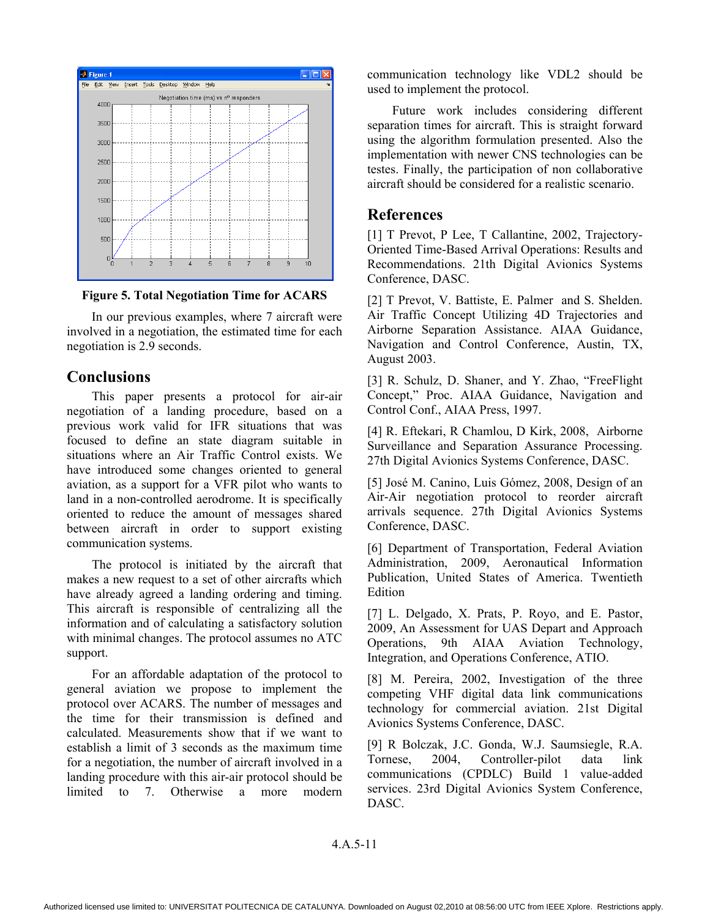Figure 5. Total Negotiation Time for ACARS

In our previous examples, where 7 aircraft were involved in a negotiation, the estimated time for each negotiation is 2.9 seconds.

## Conclusions

This paper presents a protocol for air-air negotiation of a landing procedure, based on a previous work valid for IFR situations that was focused to define an state diagram suitable in situations where an Air Traffic Control exists. We have introduced some changes oriented to general aviation, as a support for a VFR pilot who wants to land in a non-controlled aerodrome. It is specifically oriented to reduce the amount of messages shared between aircraft in order to support existing communication systems.

The protocol is initiated by the aircraft that makes a new request to a set of other aircrafts which have already agreed a landing ordering and timing. This aircraft is responsible of centralizing all the information and of calculating a satisfactory solution with minimal changes. The protocol assumes no ATC support.

For an affordable adaptation of the protocol to general aviation we propose to implement the protocol over ACARS. The number of messages and the time for their transmission is defined and calculated. Measurements show that if we want to establish a limit of 3 seconds as the maximum time for a negotiation, the number of aircraft involved in a landing procedure with this air-air protocol should be limited to 7. Otherwise a more modern communication technology like VDL2 should be used to implement the protocol.

Future work includes considering different separation times for aircraft. This is straight forward using the algorithm formulation presented. Also the implementation with newer CNS technologies can be testes. Finally, the participation of non collaborative aircraft should be considered for a realistic scenario.

## References

[1] T Prevot, P Lee, T Callantine, 2002, Trajectory-Oriented Time-Based Arrival Operations: Results and Recommendations. 21th Digital Avionics Systems Conference, DASC.

[2] T Prevot, V. Battiste, E. Palmer and S. Shelden. Air Traffic Concept Utilizing 4D Trajectories and Airborne Separation Assistance. AIAA Guidance, Navigation and Control Conference, Austin, TX, August 2003.

[3] R. Schulz, D. Shaner, and Y. Zhao, "FreeFlight Concept," Proc. AIAA Guidance, Navigation and Control Conf., AIAA Press, 1997.

[4] R. Eftekari, R Chamlou, D Kirk, 2008, Airborne Surveillance and Separation Assurance Processing. 27th Digital Avionics Systems Conference, DASC.

[5] José M. Canino, Luis Gómez, 2008, Design of an Air-Air negotiation protocol to reorder aircraft arrivals sequence. 27th Digital Avionics Systems Conference, DASC.

[6] Department of Transportation, Federal Aviation Administration, 2009, Aeronautical Information Publication, United States of America. Twentieth Edition

[7] L. Delgado, X. Prats, P. Royo, and E. Pastor, 2009, An Assessment for UAS Depart and Approach Operations, 9th AIAA Aviation Technology, Integration, and Operations Conference, ATIO.

[8] M. Pereira, 2002, Investigation of the three competing VHF digital data link communications technology for commercial aviation. 21st Digital Avionics Systems Conference, DASC.

[9] R Bolczak, J.C. Gonda, W.J. Saumsiegle, R.A. Tornese, 2004, Controller-pilot data link communications (CPDLC) Build 1 value-added services. 23rd Digital Avionics System Conference, DASC.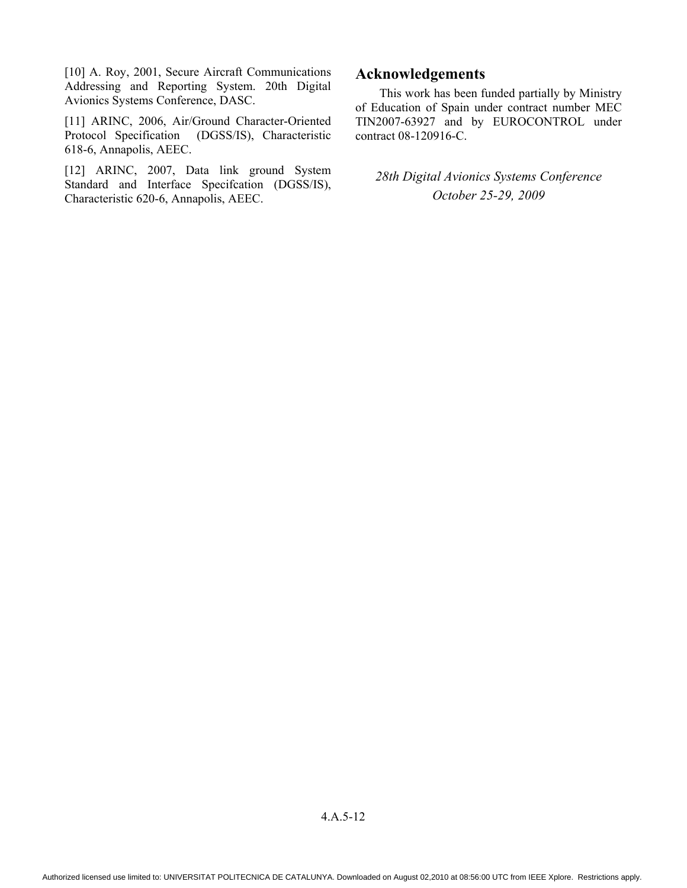[10] A. Roy, 2001, Secure Aircraft Communications Addressing and Reporting System. 20th Digital Avionics Systems Conference, DASC.

[11] ARINC, 2006, Air/Ground Character-Oriented Protocol Specification (DGSS/IS), Characteristic 618-6, Annapolis, AEEC.

[12] ARINC, 2007, Data link ground System Standard and Interface Specifcation (DGSS/IS), Characteristic 620-6, Annapolis, AEEC.

## Acknowledgements

This work has been funded partially by Ministry of Education of Spain under contract number MEC TIN2007-63927 and by EUROCONTROL under contract 08-120916-C.

*28th Digital Avionics Systems Conference*
*October 25-29, 2009*